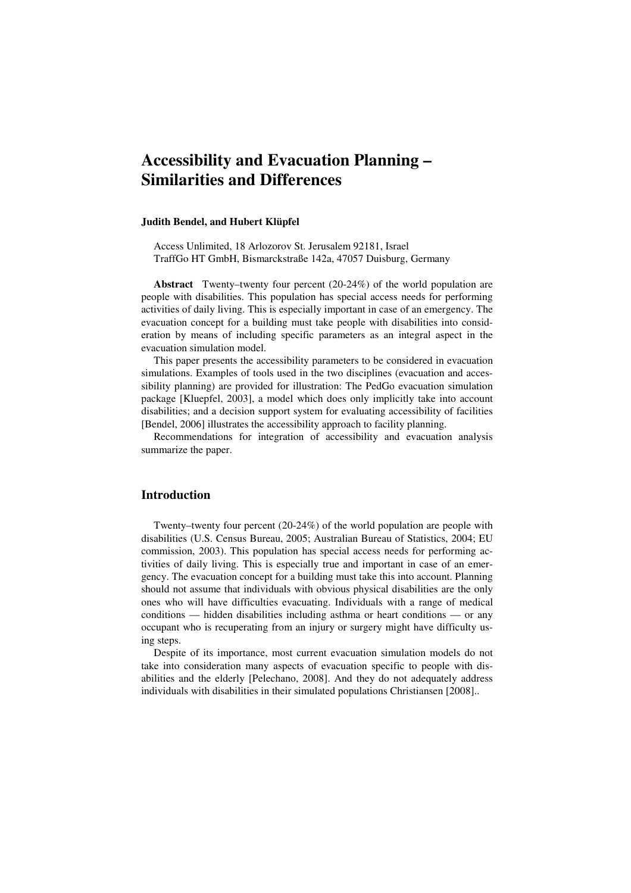# Accessibility and Evacuation Planning – Similarities and Differences

**Judith Bendel, and Hubert Klüpfel**

Access Unlimited, 18 Arlozorov St. Jerusalem 92181, Israel
TraffGo HT GmbH, Bismarckstraße 142a, 47057 Duisburg, Germany

**Abstract** Twenty–twenty four percent (20-24%) of the world population are people with disabilities. This population has special access needs for performing activities of daily living. This is especially important in case of an emergency. The evacuation concept for a building must take people with disabilities into consideration by means of including specific parameters as an integral aspect in the evacuation simulation model.

This paper presents the accessibility parameters to be considered in evacuation simulations. Examples of tools used in the two disciplines (evacuation and accessibility planning) are provided for illustration: The PedGo evacuation simulation package [Kluepfel, 2003], a model which does only implicitly take into account disabilities; and a decision support system for evaluating accessibility of facilities [Bendel, 2006] illustrates the accessibility approach to facility planning.

Recommendations for integration of accessibility and evacuation analysis summarize the paper.

## Introduction

Twenty–twenty four percent (20-24%) of the world population are people with disabilities (U.S. Census Bureau, 2005; Australian Bureau of Statistics, 2004; EU commission, 2003). This population has special access needs for performing activities of daily living. This is especially true and important in case of an emergency. The evacuation concept for a building must take this into account. Planning should not assume that individuals with obvious physical disabilities are the only ones who will have difficulties evacuating. Individuals with a range of medical conditions — hidden disabilities including asthma or heart conditions — or any occupant who is recuperating from an injury or surgery might have difficulty using steps.

Despite of its importance, most current evacuation simulation models do not take into consideration many aspects of evacuation specific to people with disabilities and the elderly [Pelechano, 2008]. And they do not adequately address individuals with disabilities in their simulated populations Christiansen [2008]..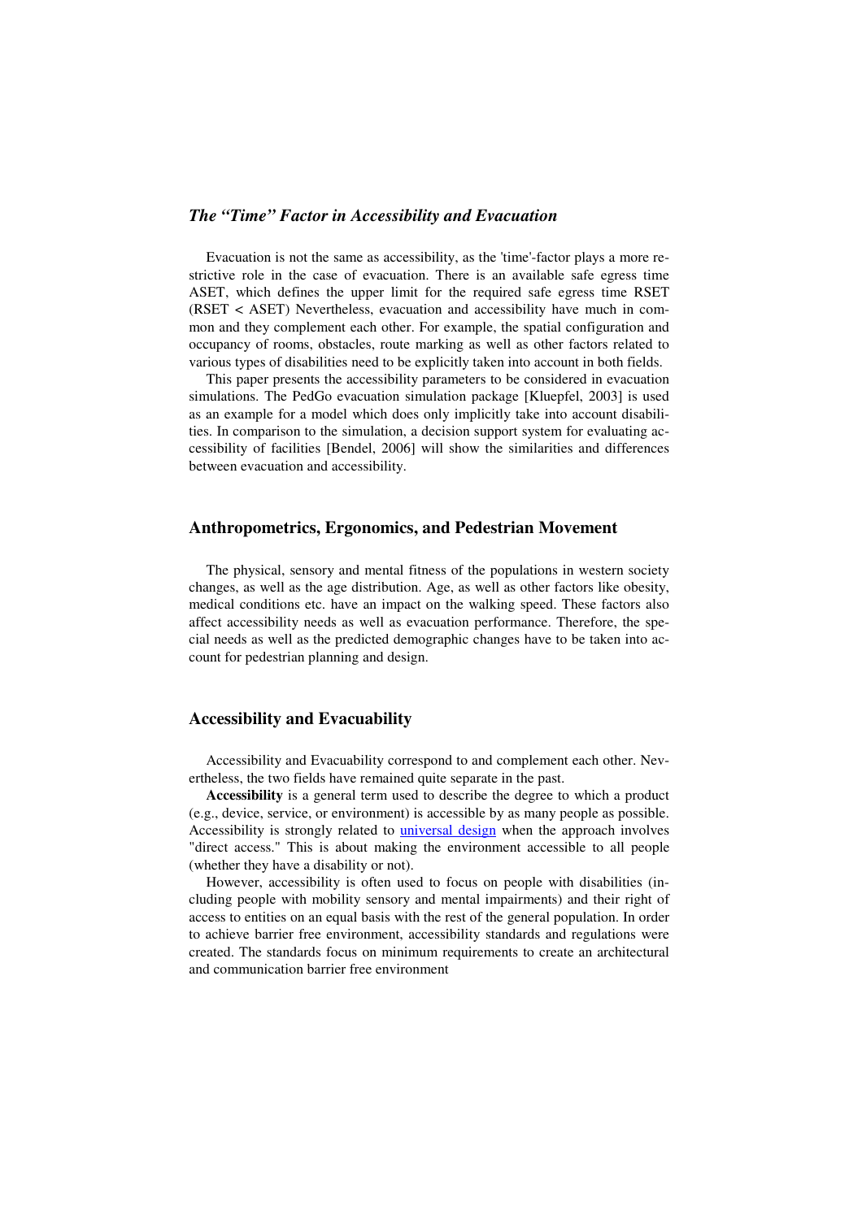### *The "Time" Factor in Accessibility and Evacuation*

Evacuation is not the same as accessibility, as the 'time'-factor plays a more restrictive role in the case of evacuation. There is an available safe egress time ASET, which defines the upper limit for the required safe egress time RSET (RSET < ASET) Nevertheless, evacuation and accessibility have much in common and they complement each other. For example, the spatial configuration and occupancy of rooms, obstacles, route marking as well as other factors related to various types of disabilities need to be explicitly taken into account in both fields.

This paper presents the accessibility parameters to be considered in evacuation simulations. The PedGo evacuation simulation package [Kluepfel, 2003] is used as an example for a model which does only implicitly take into account disabilities. In comparison to the simulation, a decision support system for evaluating accessibility of facilities [Bendel, 2006] will show the similarities and differences between evacuation and accessibility.

## Anthropometrics, Ergonomics, and Pedestrian Movement

The physical, sensory and mental fitness of the populations in western society changes, as well as the age distribution. Age, as well as other factors like obesity, medical conditions etc. have an impact on the walking speed. These factors also affect accessibility needs as well as evacuation performance. Therefore, the special needs as well as the predicted demographic changes have to be taken into account for pedestrian planning and design.

## Accessibility and Evacuability

Accessibility and Evacuability correspond to and complement each other. Nevertheless, the two fields have remained quite separate in the past.

**Accessibility** is a general term used to describe the degree to which a product (e.g., device, service, or environment) is accessible by as many people as possible. Accessibility is strongly related to universal design when the approach involves "direct access." This is about making the environment accessible to all people (whether they have a disability or not).

However, accessibility is often used to focus on people with disabilities (including people with mobility sensory and mental impairments) and their right of access to entities on an equal basis with the rest of the general population. In order to achieve barrier free environment, accessibility standards and regulations were created. The standards focus on minimum requirements to create an architectural and communication barrier free environment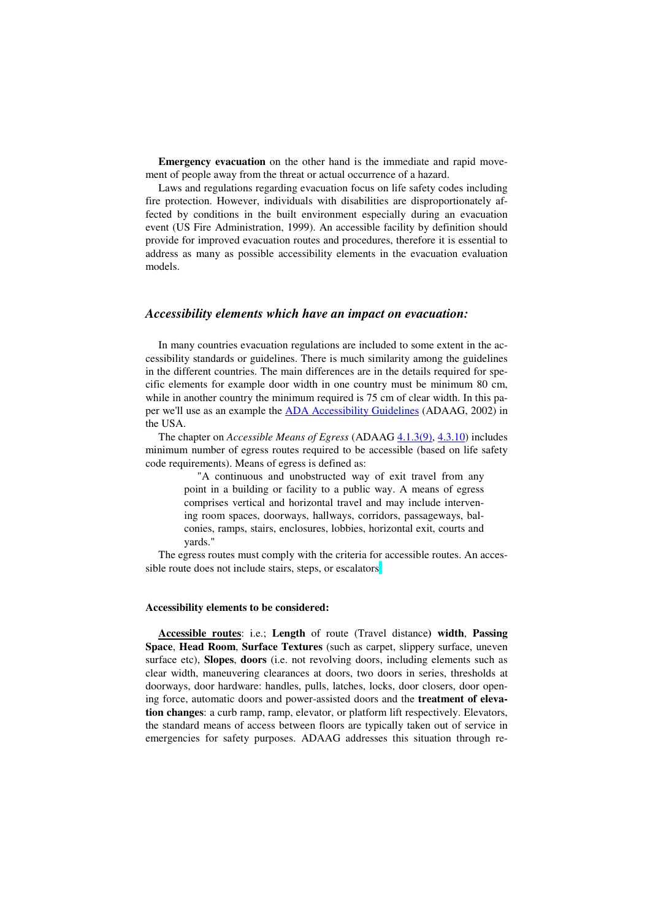**Emergency evacuation** on the other hand is the immediate and rapid movement of people away from the threat or actual occurrence of a hazard.

Laws and regulations regarding evacuation focus on life safety codes including fire protection. However, individuals with disabilities are disproportionately affected by conditions in the built environment especially during an evacuation event (US Fire Administration, 1999). An accessible facility by definition should provide for improved evacuation routes and procedures, therefore it is essential to address as many as possible accessibility elements in the evacuation evaluation models.

## *Accessibility elements which have an impact on evacuation:*

In many countries evacuation regulations are included to some extent in the accessibility standards or guidelines. There is much similarity among the guidelines in the different countries. The main differences are in the details required for specific elements for example door width in one country must be minimum 80 cm, while in another country the minimum required is 75 cm of clear width. In this paper we'll use as an example the [ADA Accessibility Guidelines](#) (ADAAG, 2002) in the USA.

The chapter on *Accessible Means of Egress* (ADAAG [4.1.3(9)](#), [4.3.10](#)) includes minimum number of egress routes required to be accessible (based on life safety code requirements). Means of egress is defined as:

> "A continuous and unobstructed way of exit travel from any point in a building or facility to a public way. A means of egress comprises vertical and horizontal travel and may include intervening room spaces, doorways, hallways, corridors, passageways, balconies, ramps, stairs, enclosures, lobbies, horizontal exit, courts and yards."

The egress routes must comply with the criteria for accessible routes. An accessible route does not include stairs, steps, or escalators.

### Accessibility elements to be considered:

**Accessible routes**: i.e.; **Length** of route (Travel distance) **width**, **Passing Space**, **Head Room**, **Surface Textures** (such as carpet, slippery surface, uneven surface etc), **Slopes**, **doors** (i.e. not revolving doors, including elements such as clear width, maneuvering clearances at doors, two doors in series, thresholds at doorways, door hardware: handles, pulls, latches, locks, door closers, door opening force, automatic doors and power-assisted doors and the **treatment of elevation changes**: a curb ramp, ramp, elevator, or platform lift respectively. Elevators, the standard means of access between floors are typically taken out of service in emergencies for safety purposes. ADAAG addresses this situation through re-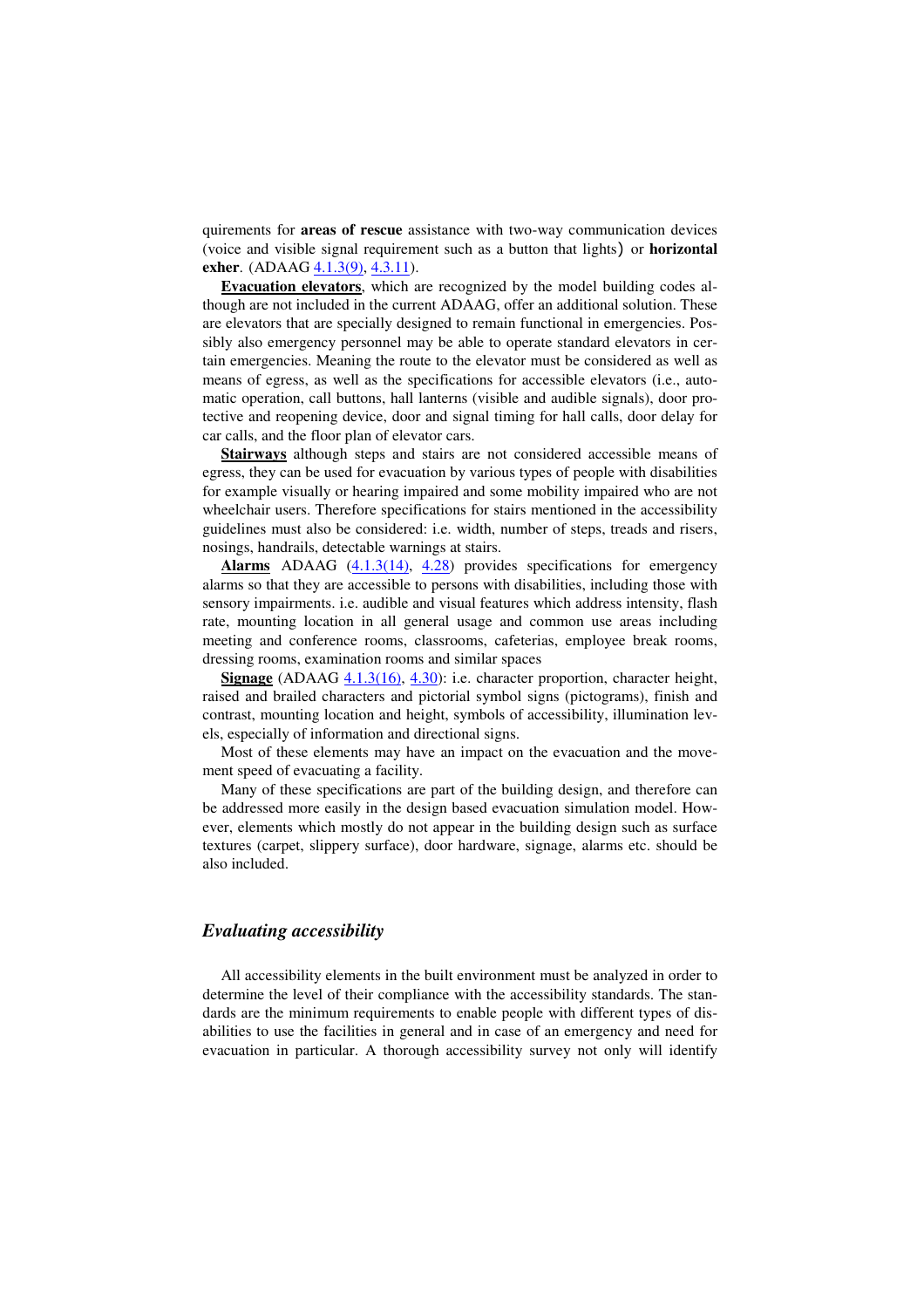quirements for **areas of rescue** assistance with two-way communication devices (voice and visible signal requirement such as a button that lights) or **horizontal exher**. (ADAAG 4.1.3(9), 4.3.11).

**Evacuation elevators**, which are recognized by the model building codes although are not included in the current ADAAG, offer an additional solution. These are elevators that are specially designed to remain functional in emergencies. Possibly also emergency personnel may be able to operate standard elevators in certain emergencies. Meaning the route to the elevator must be considered as well as means of egress, as well as the specifications for accessible elevators (i.e., automatic operation, call buttons, hall lanterns (visible and audible signals), door protective and reopening device, door and signal timing for hall calls, door delay for car calls, and the floor plan of elevator cars.

**Stairways** although steps and stairs are not considered accessible means of egress, they can be used for evacuation by various types of people with disabilities for example visually or hearing impaired and some mobility impaired who are not wheelchair users. Therefore specifications for stairs mentioned in the accessibility guidelines must also be considered: i.e. width, number of steps, treads and risers, nosings, handrails, detectable warnings at stairs.

**Alarms** ADAAG (4.1.3(14), 4.28) provides specifications for emergency alarms so that they are accessible to persons with disabilities, including those with sensory impairments. i.e. audible and visual features which address intensity, flash rate, mounting location in all general usage and common use areas including meeting and conference rooms, classrooms, cafeterias, employee break rooms, dressing rooms, examination rooms and similar spaces

**Signage** (ADAAG 4.1.3(16), 4.30): i.e. character proportion, character height, raised and brailed characters and pictorial symbol signs (pictograms), finish and contrast, mounting location and height, symbols of accessibility, illumination levels, especially of information and directional signs.

Most of these elements may have an impact on the evacuation and the movement speed of evacuating a facility.

Many of these specifications are part of the building design, and therefore can be addressed more easily in the design based evacuation simulation model. However, elements which mostly do not appear in the building design such as surface textures (carpet, slippery surface), door hardware, signage, alarms etc. should be also included.

### *Evaluating accessibility*

All accessibility elements in the built environment must be analyzed in order to determine the level of their compliance with the accessibility standards. The standards are the minimum requirements to enable people with different types of disabilities to use the facilities in general and in case of an emergency and need for evacuation in particular. A thorough accessibility survey not only will identify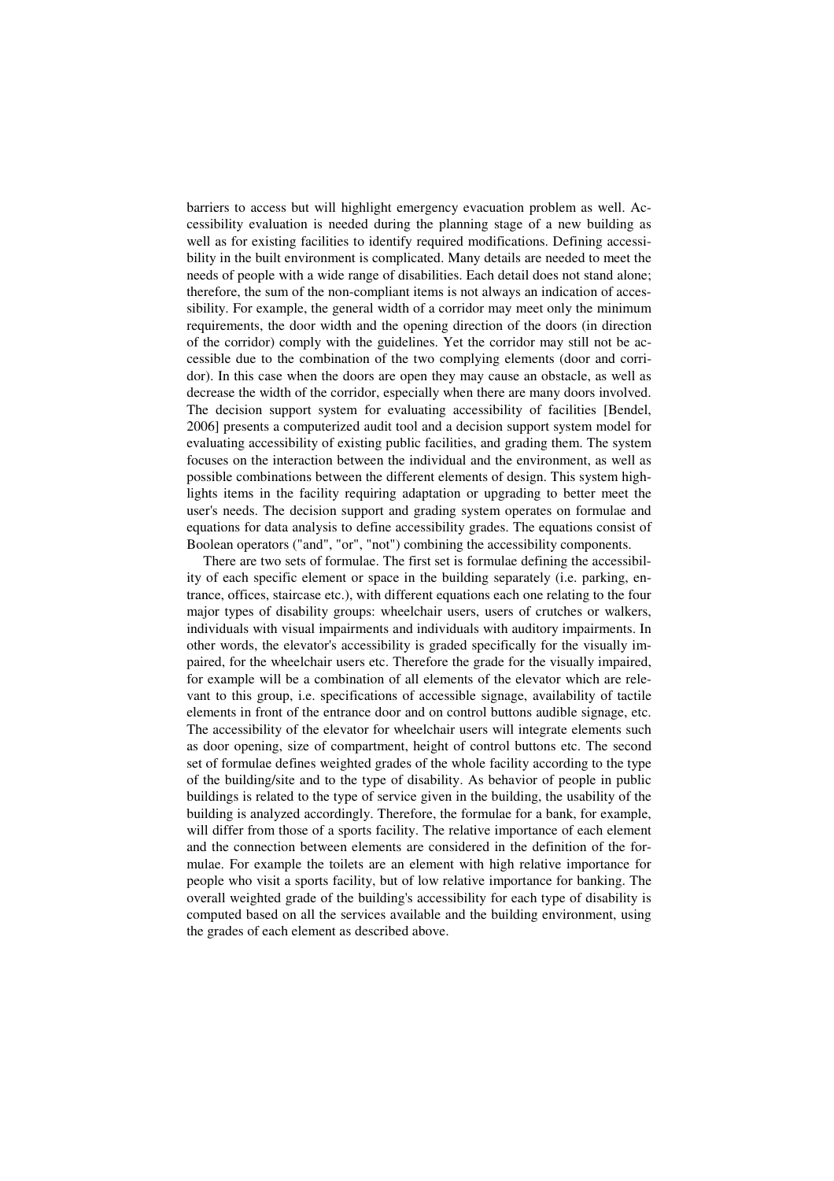barriers to access but will highlight emergency evacuation problem as well. Accessibility evaluation is needed during the planning stage of a new building as well as for existing facilities to identify required modifications. Defining accessibility in the built environment is complicated. Many details are needed to meet the needs of people with a wide range of disabilities. Each detail does not stand alone; therefore, the sum of the non-compliant items is not always an indication of accessibility. For example, the general width of a corridor may meet only the minimum requirements, the door width and the opening direction of the doors (in direction of the corridor) comply with the guidelines. Yet the corridor may still not be accessible due to the combination of the two complying elements (door and corridor). In this case when the doors are open they may cause an obstacle, as well as decrease the width of the corridor, especially when there are many doors involved. The decision support system for evaluating accessibility of facilities [Bendel, 2006] presents a computerized audit tool and a decision support system model for evaluating accessibility of existing public facilities, and grading them. The system focuses on the interaction between the individual and the environment, as well as possible combinations between the different elements of design. This system highlights items in the facility requiring adaptation or upgrading to better meet the user's needs. The decision support and grading system operates on formulae and equations for data analysis to define accessibility grades. The equations consist of Boolean operators ("and", "or", "not") combining the accessibility components.

There are two sets of formulae. The first set is formulae defining the accessibility of each specific element or space in the building separately (i.e. parking, entrance, offices, staircase etc.), with different equations each one relating to the four major types of disability groups: wheelchair users, users of crutches or walkers, individuals with visual impairments and individuals with auditory impairments. In other words, the elevator's accessibility is graded specifically for the visually impaired, for the wheelchair users etc. Therefore the grade for the visually impaired, for example will be a combination of all elements of the elevator which are relevant to this group, i.e. specifications of accessible signage, availability of tactile elements in front of the entrance door and on control buttons audible signage, etc. The accessibility of the elevator for wheelchair users will integrate elements such as door opening, size of compartment, height of control buttons etc. The second set of formulae defines weighted grades of the whole facility according to the type of the building/site and to the type of disability. As behavior of people in public buildings is related to the type of service given in the building, the usability of the building is analyzed accordingly. Therefore, the formulae for a bank, for example, will differ from those of a sports facility. The relative importance of each element and the connection between elements are considered in the definition of the formulae. For example the toilets are an element with high relative importance for people who visit a sports facility, but of low relative importance for banking. The overall weighted grade of the building's accessibility for each type of disability is computed based on all the services available and the building environment, using the grades of each element as described above.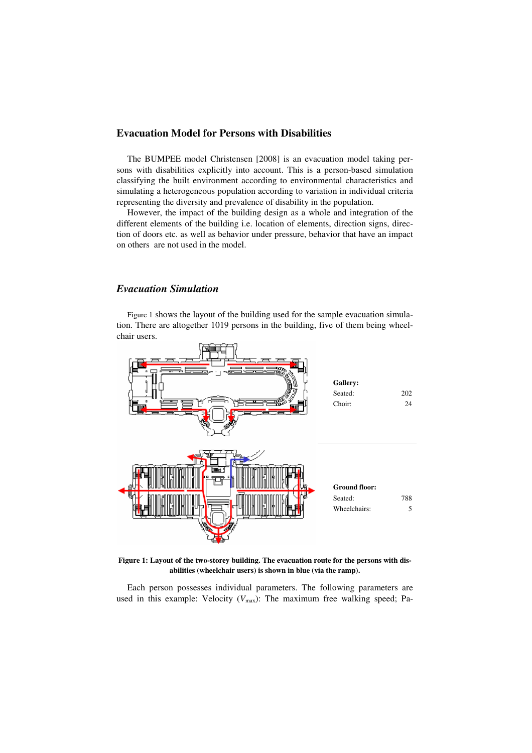## Evacuation Model for Persons with Disabilities

The BUMPEE model Christensen [2008] is an evacuation model taking persons with disabilities explicitly into account. This is a person-based simulation classifying the built environment according to environmental characteristics and simulating a heterogeneous population according to variation in individual criteria representing the diversity and prevalence of disability in the population.

However, the impact of the building design as a whole and integration of the different elements of the building i.e. location of elements, direction signs, direction of doors etc. as well as behavior under pressure, behavior that have an impact on others are not used in the model.

### *Evacuation Simulation*

Figure 1 shows the layout of the building used for the sample evacuation simulation. There are altogether 1019 persons in the building, five of them being wheelchair users.

**Gallery:**

| | |
|---|---|
| Seated: | 202 |
| Choir: | 24 |

**Ground floor:**

| | |
|---|---|
| Seated: | 788 |
| Wheelchairs: | 5 |

**Figure 1: Layout of the two-storey building. The evacuation route for the persons with disabilities (wheelchair users) is shown in blue (via the ramp).**

Each person possesses individual parameters. The following parameters are used in this example: Velocity ($V_{max}$): The maximum free walking speed; Pa-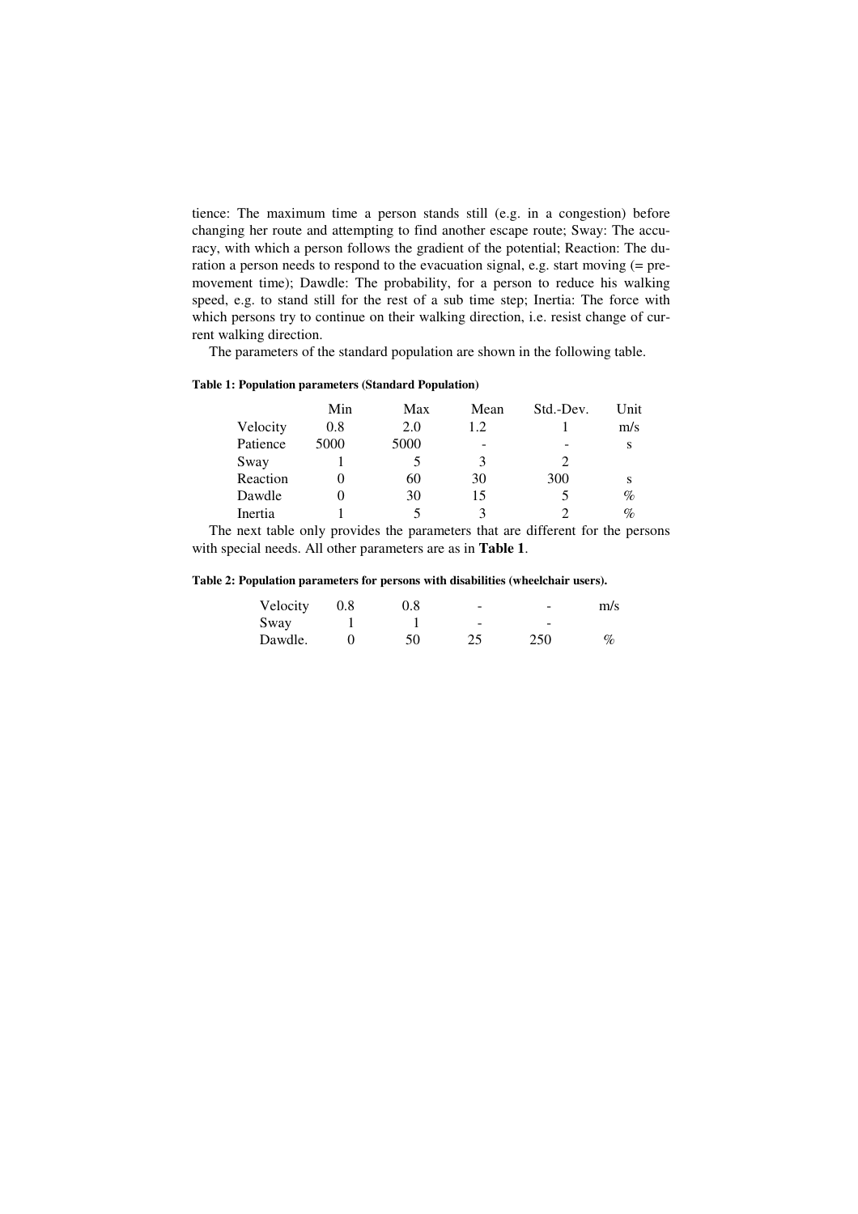tience: The maximum time a person stands still (e.g. in a congestion) before changing her route and attempting to find another escape route; Sway: The accuracy, with which a person follows the gradient of the potential; Reaction: The duration a person needs to respond to the evacuation signal, e.g. start moving (= pre-movement time); Dawdle: The probability, for a person to reduce his walking speed, e.g. to stand still for the rest of a sub time step; Inertia: The force with which persons try to continue on their walking direction, i.e. resist change of current walking direction.

The parameters of the standard population are shown in the following table.

**Table 1: Population parameters (Standard Population)**

| | Min | Max | Mean | Std.-Dev. | Unit |
|---|---|---|---|---|---|
| Velocity | 0.8 | 2.0 | 1.2 | 1 | m/s |
| Patience | 5000 | 5000 | - | - | s |
| Sway | 1 | 5 | 3 | 2 | |
| Reaction | 0 | 60 | 30 | 300 | s |
| Dawdle | 0 | 30 | 15 | 5 | % |
| Inertia | 1 | 5 | 3 | 2 | % |

The next table only provides the parameters that are different for the persons with special needs. All other parameters are as in **Table 1**.

**Table 2: Population parameters for persons with disabilities (wheelchair users).**

| | | | | | |
|---|---|---|---|---|---|
| Velocity | 0.8 | 0.8 | - | - | m/s |
| Sway | 1 | 1 | - | - | |
| Dawdle. | 0 | 50 | 25 | 250 | % |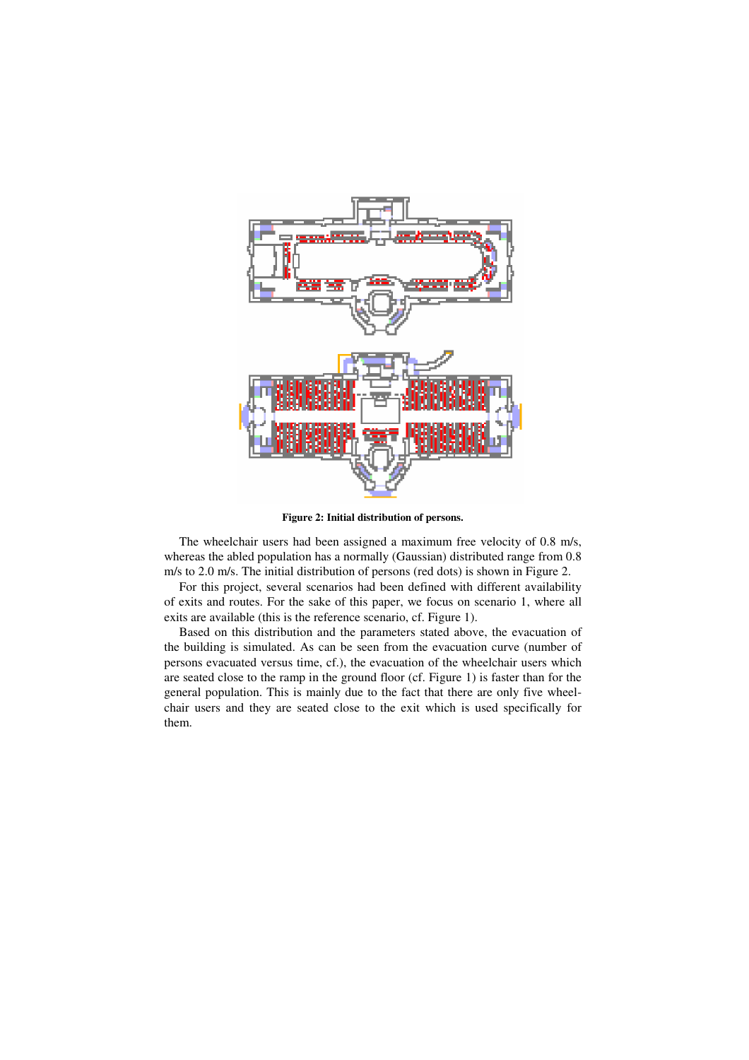**Figure 2: Initial distribution of persons.**

The wheelchair users had been assigned a maximum free velocity of 0.8 m/s, whereas the abled population has a normally (Gaussian) distributed range from 0.8 m/s to 2.0 m/s. The initial distribution of persons (red dots) is shown in Figure 2.

For this project, several scenarios had been defined with different availability of exits and routes. For the sake of this paper, we focus on scenario 1, where all exits are available (this is the reference scenario, cf. Figure 1).

Based on this distribution and the parameters stated above, the evacuation of the building is simulated. As can be seen from the evacuation curve (number of persons evacuated versus time, cf.), the evacuation of the wheelchair users which are seated close to the ramp in the ground floor (cf. Figure 1) is faster than for the general population. This is mainly due to the fact that there are only five wheelchair users and they are seated close to the exit which is used specifically for them.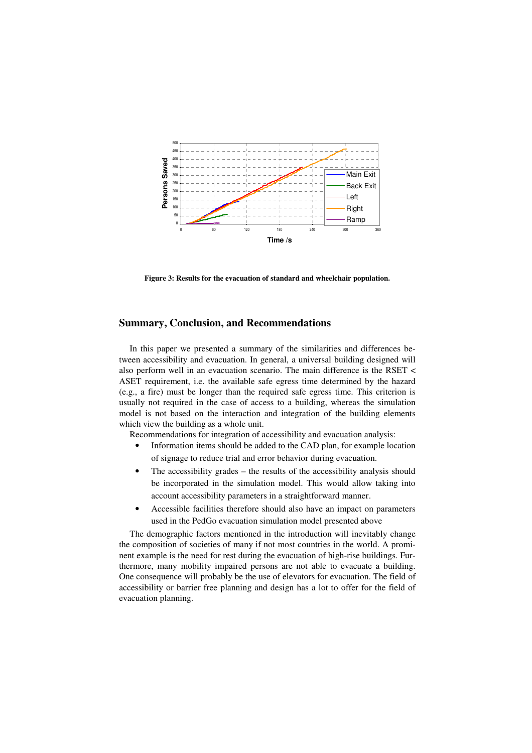**Figure 3: Results for the evacuation of standard and wheelchair population.**

## Summary, Conclusion, and Recommendations

In this paper we presented a summary of the similarities and differences between accessibility and evacuation. In general, a universal building designed will also perform well in an evacuation scenario. The main difference is the RSET < ASET requirement, i.e. the available safe egress time determined by the hazard (e.g., a fire) must be longer than the required safe egress time. This criterion is usually not required in the case of access to a building, whereas the simulation model is not based on the interaction and integration of the building elements which view the building as a whole unit.

Recommendations for integration of accessibility and evacuation analysis:

- Information items should be added to the CAD plan, for example location of signage to reduce trial and error behavior during evacuation.
- The accessibility grades – the results of the accessibility analysis should be incorporated in the simulation model. This would allow taking into account accessibility parameters in a straightforward manner.
- Accessible facilities therefore should also have an impact on parameters used in the PedGo evacuation simulation model presented above

The demographic factors mentioned in the introduction will inevitably change the composition of societies of many if not most countries in the world. A prominent example is the need for rest during the evacuation of high-rise buildings. Furthermore, many mobility impaired persons are not able to evacuate a building. One consequence will probably be the use of elevators for evacuation. The field of accessibility or barrier free planning and design has a lot to offer for the field of evacuation planning.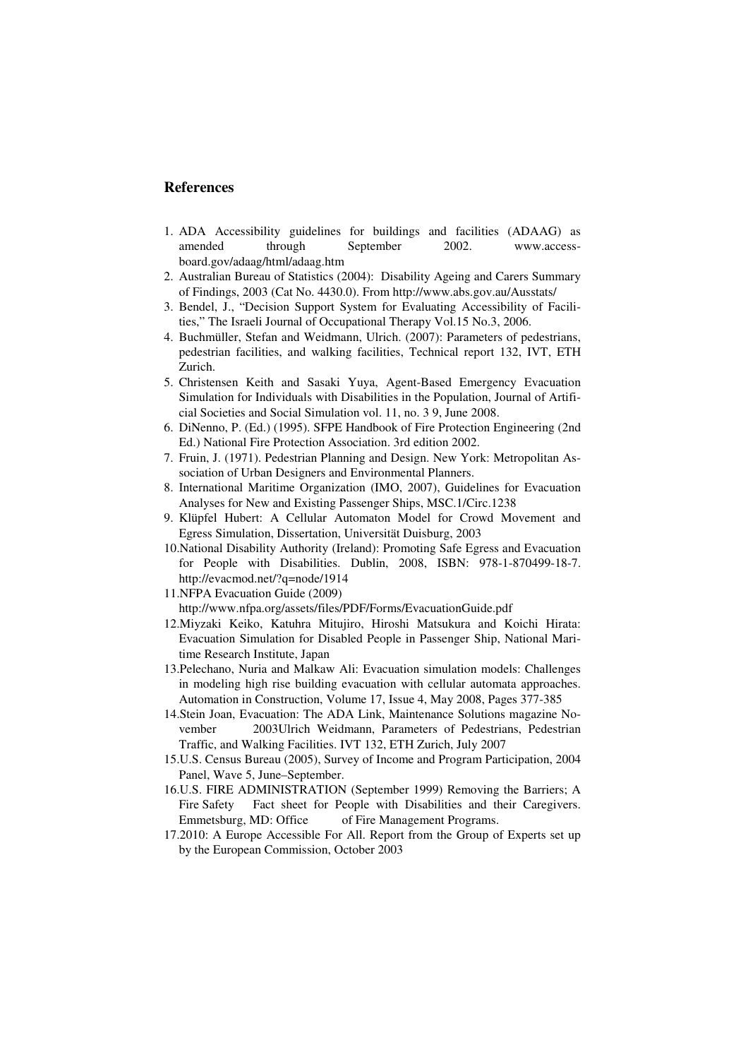## References

1. ADA Accessibility guidelines for buildings and facilities (ADAAG) as amended through September 2002. www.access-board.gov/adaag/html/adaag.htm
2. Australian Bureau of Statistics (2004): Disability Ageing and Carers Summary of Findings, 2003 (Cat No. 4430.0). From http://www.abs.gov.au/Ausstats/
3. Bendel, J., "Decision Support System for Evaluating Accessibility of Facilities," The Israeli Journal of Occupational Therapy Vol.15 No.3, 2006.
4. Buchmüller, Stefan and Weidmann, Ulrich. (2007): Parameters of pedestrians, pedestrian facilities, and walking facilities, Technical report 132, IVT, ETH Zurich.
5. Christensen Keith and Sasaki Yuya, Agent-Based Emergency Evacuation Simulation for Individuals with Disabilities in the Population, Journal of Artificial Societies and Social Simulation vol. 11, no. 3 9, June 2008.
6. DiNenno, P. (Ed.) (1995). SFPE Handbook of Fire Protection Engineering (2nd Ed.) National Fire Protection Association. 3rd edition 2002.
7. Fruin, J. (1971). Pedestrian Planning and Design. New York: Metropolitan Association of Urban Designers and Environmental Planners.
8. International Maritime Organization (IMO, 2007), Guidelines for Evacuation Analyses for New and Existing Passenger Ships, MSC.1/Circ.1238
9. Klüpfel Hubert: A Cellular Automaton Model for Crowd Movement and Egress Simulation, Dissertation, Universität Duisburg, 2003
10. National Disability Authority (Ireland): Promoting Safe Egress and Evacuation for People with Disabilities. Dublin, 2008, ISBN: 978-1-870499-18-7. http://evacmod.net/?q=node/1914
11. NFPA Evacuation Guide (2009) http://www.nfpa.org/assets/files/PDF/Forms/EvacuationGuide.pdf
12. Miyzaki Keiko, Katuhra Mitujiro, Hiroshi Matsukura and Koichi Hirata: Evacuation Simulation for Disabled People in Passenger Ship, National Maritime Research Institute, Japan
13. Pelechano, Nuria and Malkaw Ali: Evacuation simulation models: Challenges in modeling high rise building evacuation with cellular automata approaches. Automation in Construction, Volume 17, Issue 4, May 2008, Pages 377-385
14. Stein Joan, Evacuation: The ADA Link, Maintenance Solutions magazine November 2003Ulrich Weidmann, Parameters of Pedestrians, Pedestrian Traffic, and Walking Facilities. IVT 132, ETH Zurich, July 2007
15. U.S. Census Bureau (2005), Survey of Income and Program Participation, 2004 Panel, Wave 5, June–September.
16. U.S. FIRE ADMINISTRATION (September 1999) Removing the Barriers; A Fire Safety Fact sheet for People with Disabilities and their Caregivers. Emmetsburg, MD: Office of Fire Management Programs.
17. 2010: A Europe Accessible For All. Report from the Group of Experts set up by the European Commission, October 2003